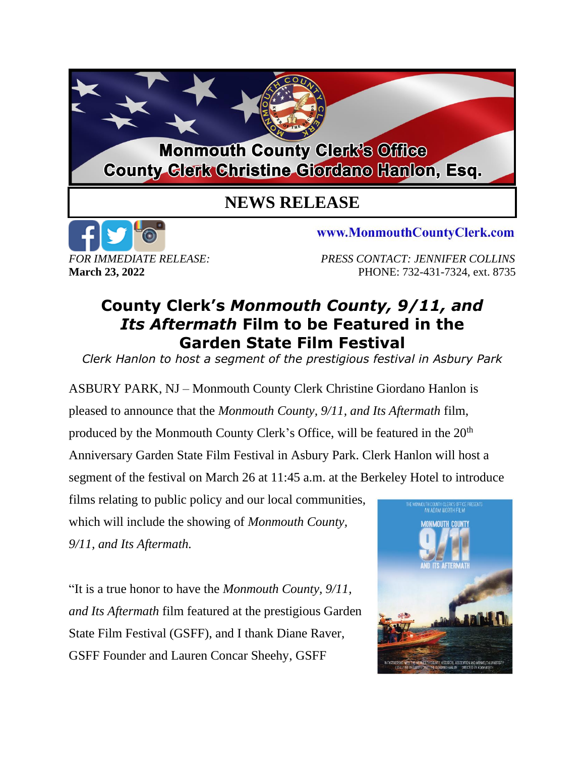**Monmouth County Clerk's Office**
**County Clerk Christine Giordano Hanlon, Esq.**

# NEWS RELEASE

www.MonmouthCountyClerk.com

*FOR IMMEDIATE RELEASE:*
**March 23, 2022**

*PRESS CONTACT: JENNIFER COLLINS*
PHONE: 732-431-7324, ext. 8735

## County Clerk's *Monmouth County, 9/11, and Its Aftermath* Film to be Featured in the Garden State Film Festival

*Clerk Hanlon to host a segment of the prestigious festival in Asbury Park*

ASBURY PARK, NJ – Monmouth County Clerk Christine Giordano Hanlon is pleased to announce that the *Monmouth County, 9/11, and Its Aftermath* film, produced by the Monmouth County Clerk's Office, will be featured in the 20th Anniversary Garden State Film Festival in Asbury Park. Clerk Hanlon will host a segment of the festival on March 26 at 11:45 a.m. at the Berkeley Hotel to introduce films relating to public policy and our local communities, which will include the showing of *Monmouth County, 9/11, and Its Aftermath.*

"It is a true honor to have the *Monmouth County, 9/11, and Its Aftermath* film featured at the prestigious Garden State Film Festival (GSFF), and I thank Diane Raver, GSFF Founder and Lauren Concar Sheehy, GSFF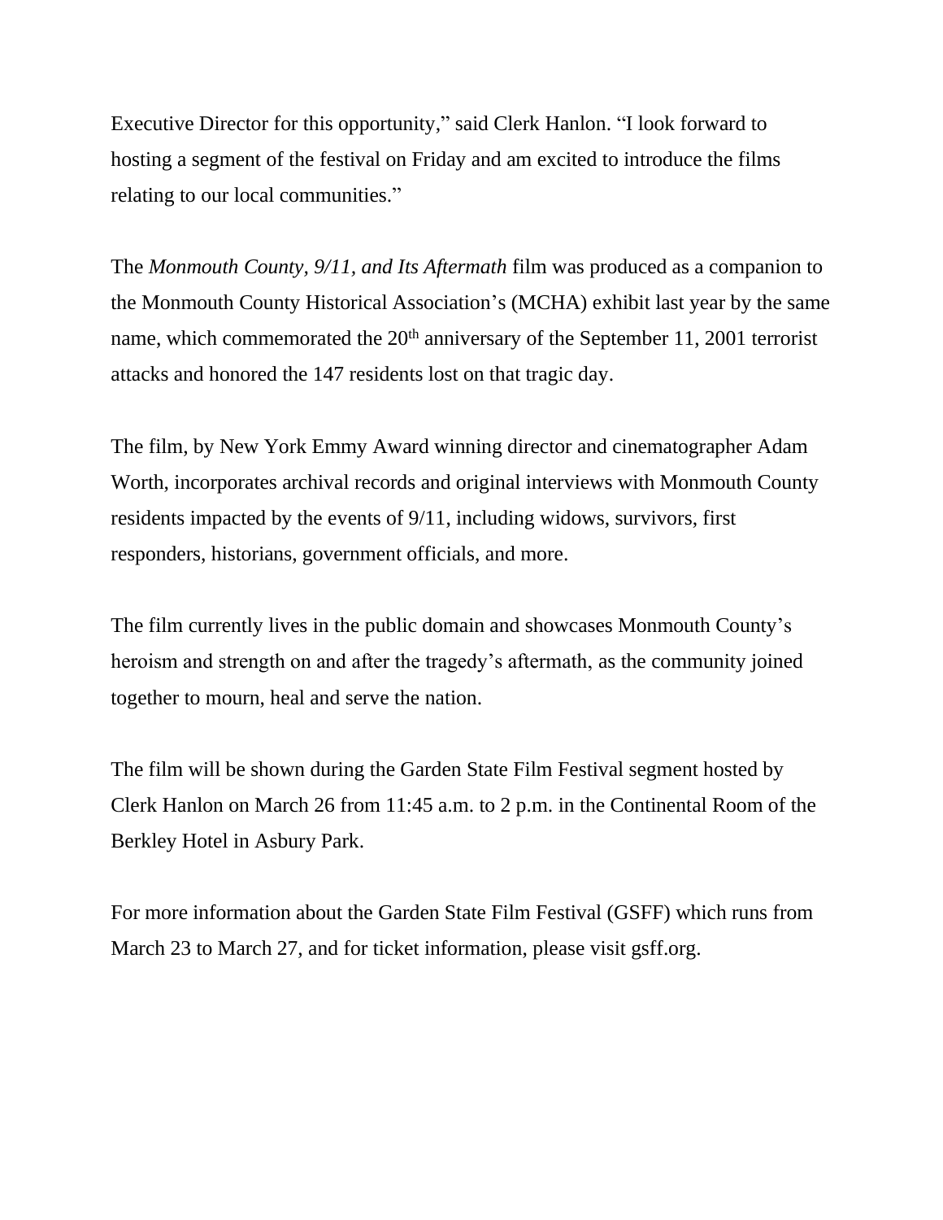Executive Director for this opportunity," said Clerk Hanlon. "I look forward to hosting a segment of the festival on Friday and am excited to introduce the films relating to our local communities."

The *Monmouth County, 9/11, and Its Aftermath* film was produced as a companion to the Monmouth County Historical Association's (MCHA) exhibit last year by the same name, which commemorated the 20th anniversary of the September 11, 2001 terrorist attacks and honored the 147 residents lost on that tragic day.

The film, by New York Emmy Award winning director and cinematographer Adam Worth, incorporates archival records and original interviews with Monmouth County residents impacted by the events of 9/11, including widows, survivors, first responders, historians, government officials, and more.

The film currently lives in the public domain and showcases Monmouth County's heroism and strength on and after the tragedy's aftermath, as the community joined together to mourn, heal and serve the nation.

The film will be shown during the Garden State Film Festival segment hosted by Clerk Hanlon on March 26 from 11:45 a.m. to 2 p.m. in the Continental Room of the Berkley Hotel in Asbury Park.

For more information about the Garden State Film Festival (GSFF) which runs from March 23 to March 27, and for ticket information, please visit gsff.org.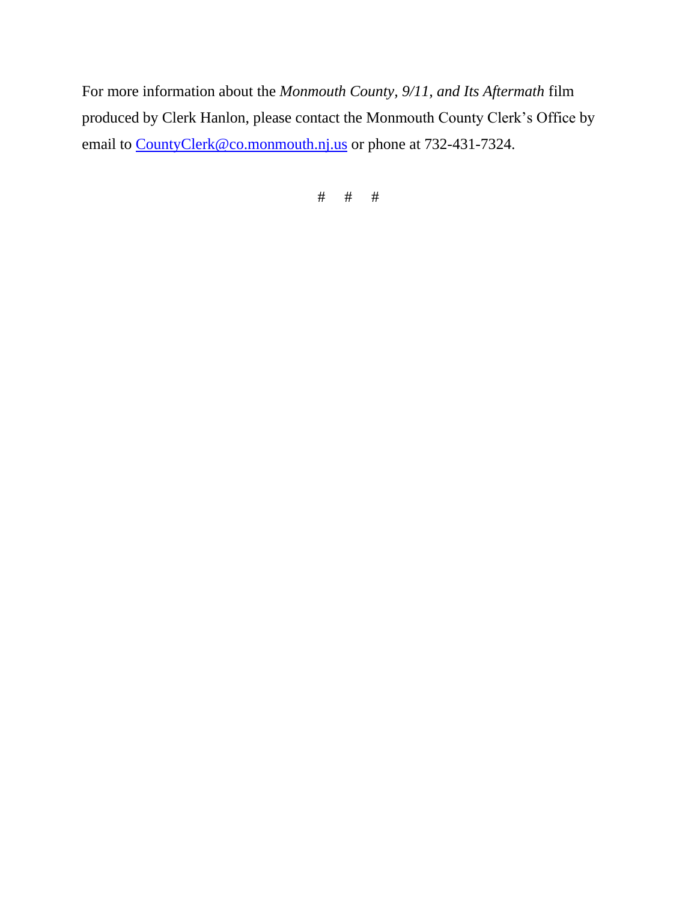For more information about the *Monmouth County, 9/11, and Its Aftermath* film produced by Clerk Hanlon, please contact the Monmouth County Clerk's Office by email to CountyClerk@co.monmouth.nj.us or phone at 732-431-7324.

# # #